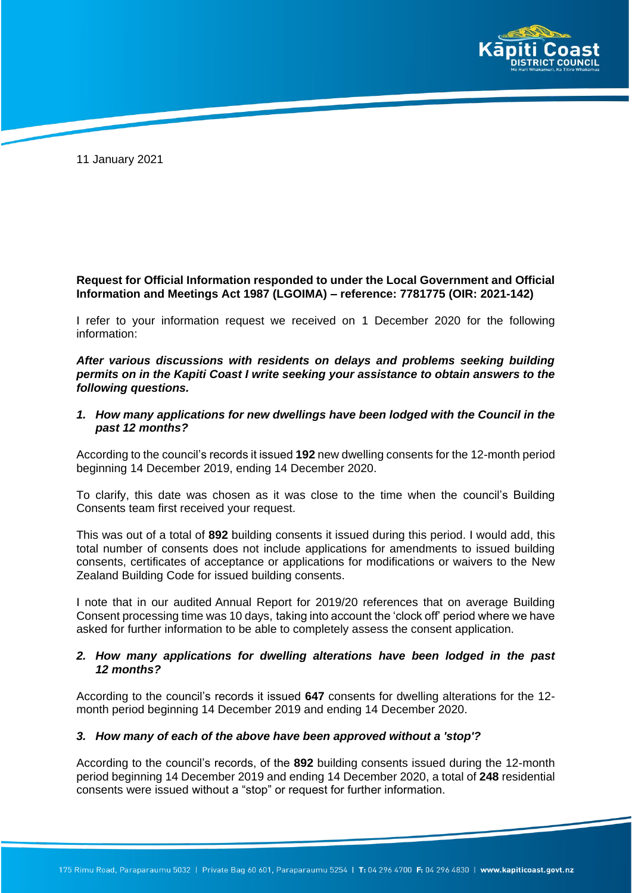11 January 2021

**Request for Official Information responded to under the Local Government and Official Information and Meetings Act 1987 (LGOIMA) – reference: 7781775 (OIR: 2021-142)**

I refer to your information request we received on 1 December 2020 for the following information:

***After various discussions with residents on delays and problems seeking building permits on in the Kapiti Coast I write seeking your assistance to obtain answers to the following questions.***

1. ***How many applications for new dwellings have been lodged with the Council in the past 12 months?***

According to the council's records it issued **192** new dwelling consents for the 12-month period beginning 14 December 2019, ending 14 December 2020.

To clarify, this date was chosen as it was close to the time when the council's Building Consents team first received your request.

This was out of a total of **892** building consents it issued during this period. I would add, this total number of consents does not include applications for amendments to issued building consents, certificates of acceptance or applications for modifications or waivers to the New Zealand Building Code for issued building consents.

I note that in our audited Annual Report for 2019/20 references that on average Building Consent processing time was 10 days, taking into account the 'clock off' period where we have asked for further information to be able to completely assess the consent application.

2. ***How many applications for dwelling alterations have been lodged in the past 12 months?***

According to the council's records it issued **647** consents for dwelling alterations for the 12-month period beginning 14 December 2019 and ending 14 December 2020.

3. ***How many of each of the above have been approved without a 'stop'?***

According to the council's records, of the **892** building consents issued during the 12-month period beginning 14 December 2019 and ending 14 December 2020, a total of **248** residential consents were issued without a "stop" or request for further information.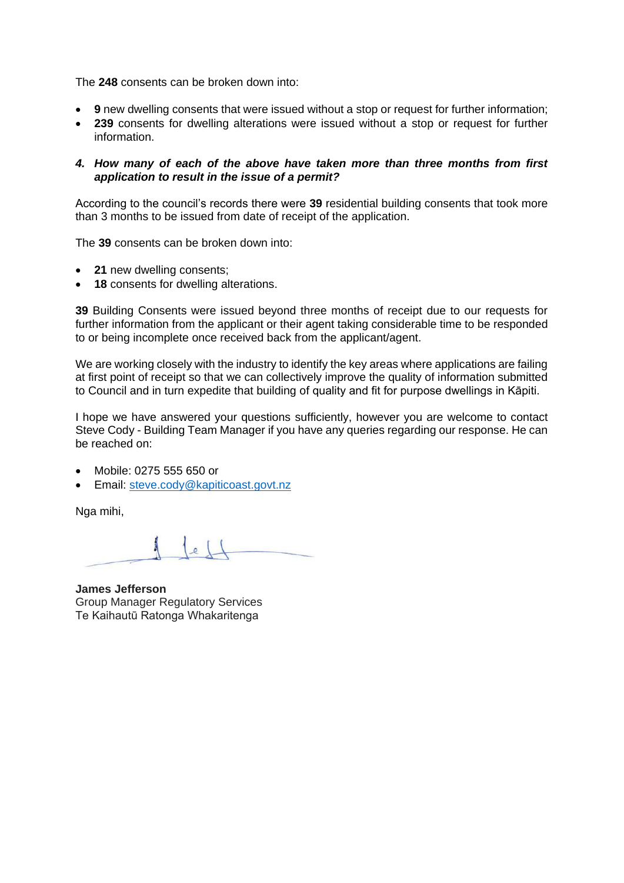The **248** consents can be broken down into:

- **9** new dwelling consents that were issued without a stop or request for further information;
- **239** consents for dwelling alterations were issued without a stop or request for further information.

4. ***How many of each of the above have taken more than three months from first application to result in the issue of a permit?***

According to the council's records there were **39** residential building consents that took more than 3 months to be issued from date of receipt of the application.

The **39** consents can be broken down into:

- **21** new dwelling consents;
- **18** consents for dwelling alterations.

**39** Building Consents were issued beyond three months of receipt due to our requests for further information from the applicant or their agent taking considerable time to be responded to or being incomplete once received back from the applicant/agent.

We are working closely with the industry to identify the key areas where applications are failing at first point of receipt so that we can collectively improve the quality of information submitted to Council and in turn expedite that building of quality and fit for purpose dwellings in Kāpiti.

I hope we have answered your questions sufficiently, however you are welcome to contact Steve Cody - Building Team Manager if you have any queries regarding our response. He can be reached on:

- Mobile: 0275 555 650 or
- Email: steve.cody@kapiticoast.govt.nz

Nga mihi,

**James Jefferson**
Group Manager Regulatory Services
Te Kaihautū Ratonga Whakaritenga